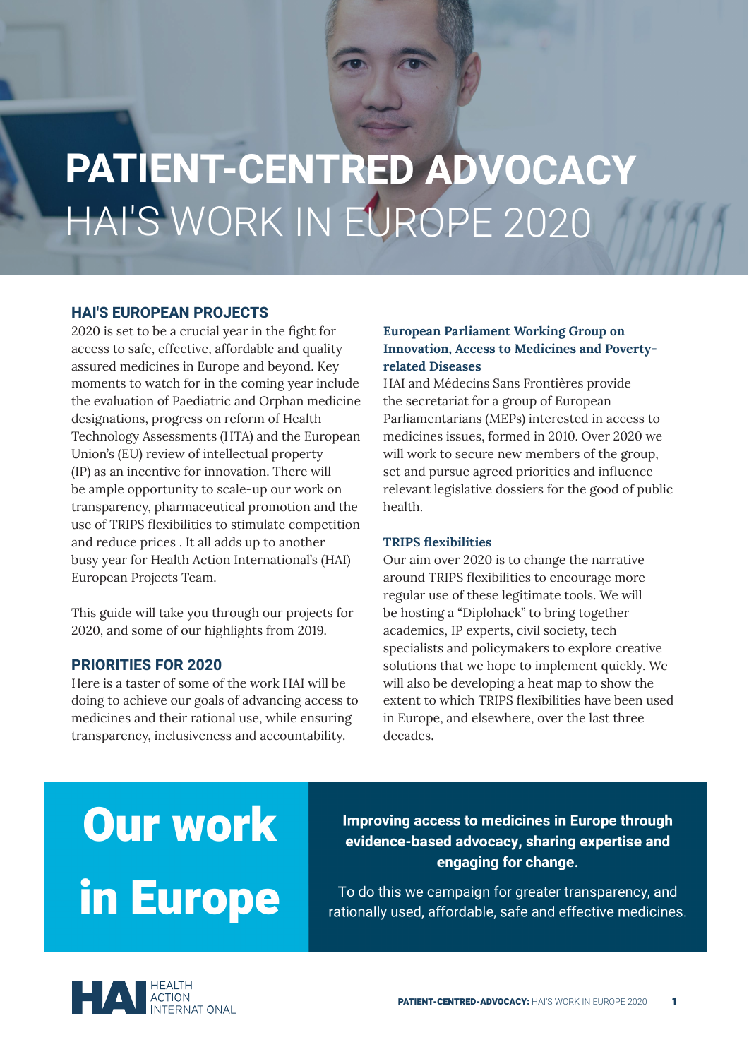# PATIENT-CENTRED ADVOCACY
## HAI'S WORK IN EUROPE 2020

### HAI'S EUROPEAN PROJECTS

2020 is set to be a crucial year in the fight for access to safe, effective, affordable and quality assured medicines in Europe and beyond. Key moments to watch for in the coming year include the evaluation of Paediatric and Orphan medicine designations, progress on reform of Health Technology Assessments (HTA) and the European Union's (EU) review of intellectual property (IP) as an incentive for innovation. There will be ample opportunity to scale-up our work on transparency, pharmaceutical promotion and the use of TRIPS flexibilities to stimulate competition and reduce prices . It all adds up to another busy year for Health Action International's (HAI) European Projects Team.

This guide will take you through our projects for 2020, and some of our highlights from 2019.

### PRIORITIES FOR 2020

Here is a taster of some of the work HAI will be doing to achieve our goals of advancing access to medicines and their rational use, while ensuring transparency, inclusiveness and accountability.

#### European Parliament Working Group on Innovation, Access to Medicines and Poverty-related Diseases

HAI and Médecins Sans Frontières provide the secretariat for a group of European Parliamentarians (MEPs) interested in access to medicines issues, formed in 2010. Over 2020 we will work to secure new members of the group, set and pursue agreed priorities and influence relevant legislative dossiers for the good of public health.

#### TRIPS flexibilities

Our aim over 2020 is to change the narrative around TRIPS flexibilities to encourage more regular use of these legitimate tools. We will be hosting a "Diplohack" to bring together academics, IP experts, civil society, tech specialists and policymakers to explore creative solutions that we hope to implement quickly. We will also be developing a heat map to show the extent to which TRIPS flexibilities have been used in Europe, and elsewhere, over the last three decades.

## Our work in Europe

**Improving access to medicines in Europe through evidence-based advocacy, sharing expertise and engaging for change.**

To do this we campaign for greater transparency, and rationally used, affordable, safe and effective medicines.

HAI HEALTH ACTION INTERNATIONAL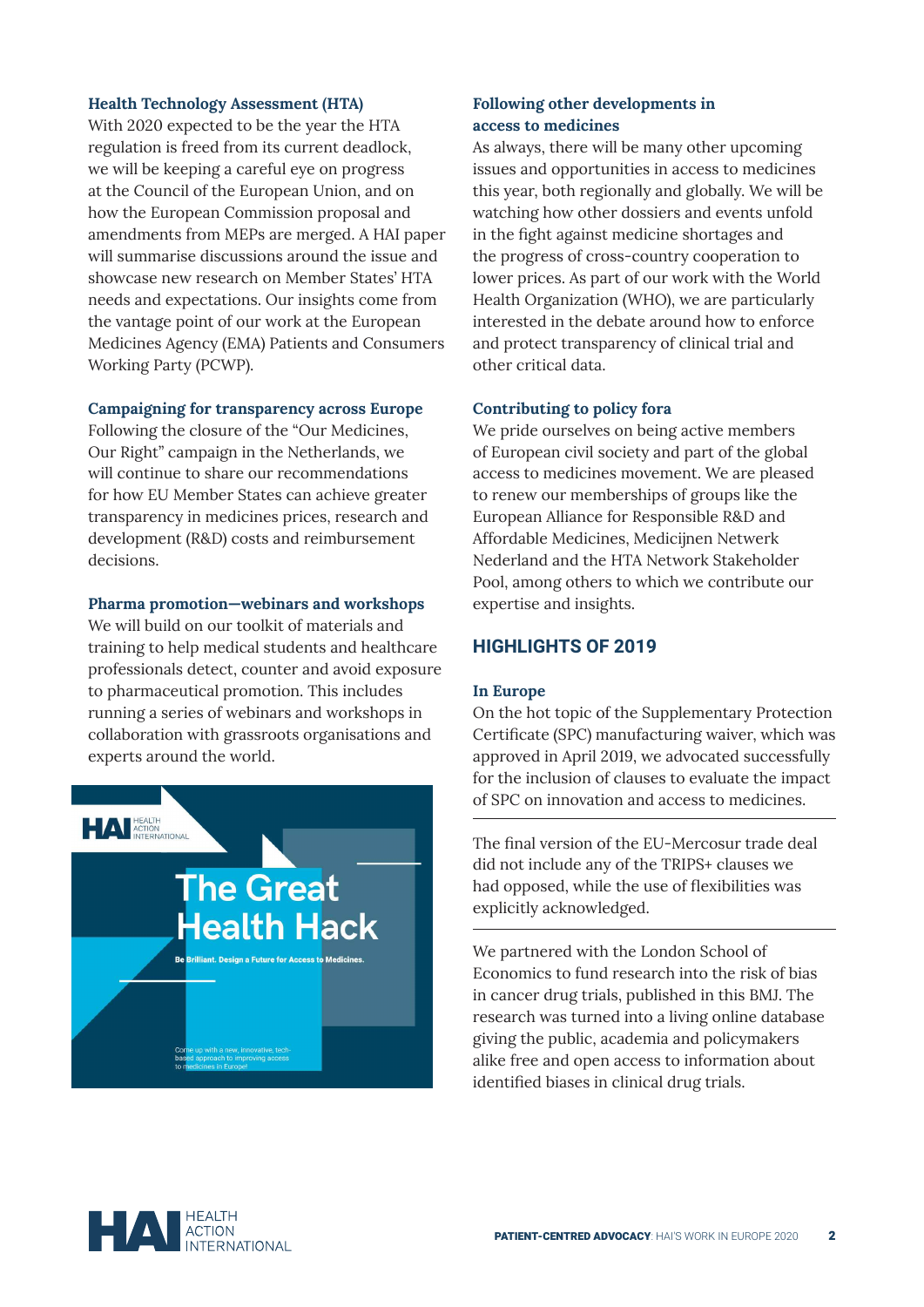### Health Technology Assessment (HTA)

With 2020 expected to be the year the HTA regulation is freed from its current deadlock, we will be keeping a careful eye on progress at the Council of the European Union, and on how the European Commission proposal and amendments from MEPs are merged. A HAI paper will summarise discussions around the issue and showcase new research on Member States' HTA needs and expectations. Our insights come from the vantage point of our work at the European Medicines Agency (EMA) Patients and Consumers Working Party (PCWP).

### Campaigning for transparency across Europe

Following the closure of the "Our Medicines, Our Right" campaign in the Netherlands, we will continue to share our recommendations for how EU Member States can achieve greater transparency in medicines prices, research and development (R&D) costs and reimbursement decisions.

### Pharma promotion—webinars and workshops

We will build on our toolkit of materials and training to help medical students and healthcare professionals detect, counter and avoid exposure to pharmaceutical promotion. This includes running a series of webinars and workshops in collaboration with grassroots organisations and experts around the world.

HAI HEALTH ACTION INTERNATIONAL

The Great Health Hack

Be Brilliant. Design a Future for Access to Medicines.

Come up with a new, innovative, tech-based approach to improving access to medicines in Europe!

### Following other developments in access to medicines

As always, there will be many other upcoming issues and opportunities in access to medicines this year, both regionally and globally. We will be watching how other dossiers and events unfold in the fight against medicine shortages and the progress of cross-country cooperation to lower prices. As part of our work with the World Health Organization (WHO), we are particularly interested in the debate around how to enforce and protect transparency of clinical trial and other critical data.

### Contributing to policy fora

We pride ourselves on being active members of European civil society and part of the global access to medicines movement. We are pleased to renew our memberships of groups like the European Alliance for Responsible R&D and Affordable Medicines, Medicijnen Netwerk Nederland and the HTA Network Stakeholder Pool, among others to which we contribute our expertise and insights.

## HIGHLIGHTS OF 2019

### In Europe

On the hot topic of the Supplementary Protection Certificate (SPC) manufacturing waiver, which was approved in April 2019, we advocated successfully for the inclusion of clauses to evaluate the impact of SPC on innovation and access to medicines.

---

The final version of the EU-Mercosur trade deal did not include any of the TRIPS+ clauses we had opposed, while the use of flexibilities was explicitly acknowledged.

---

We partnered with the London School of Economics to fund research into the risk of bias in cancer drug trials, published in this BMJ. The research was turned into a living online database giving the public, academia and policymakers alike free and open access to information about identified biases in clinical drug trials.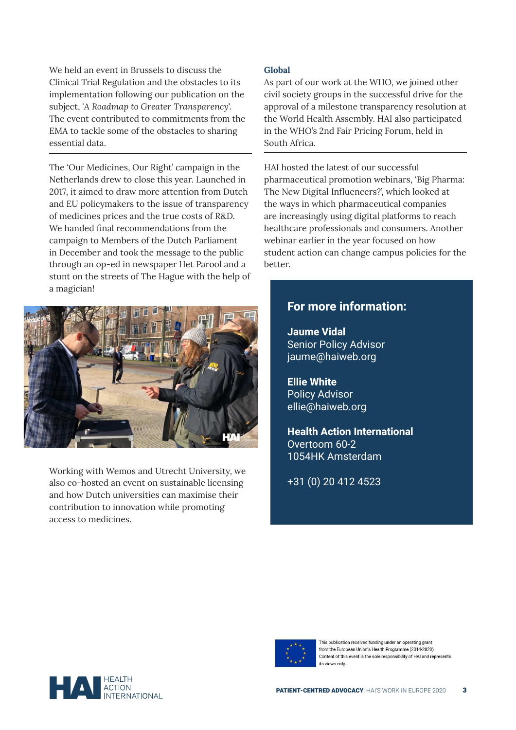We held an event in Brussels to discuss the Clinical Trial Regulation and the obstacles to its implementation following our publication on the subject, '*A Roadmap to Greater Transparency*'. The event contributed to commitments from the EMA to tackle some of the obstacles to sharing essential data.

The 'Our Medicines, Our Right' campaign in the Netherlands drew to close this year. Launched in 2017, it aimed to draw more attention from Dutch and EU policymakers to the issue of transparency of medicines prices and the true costs of R&D. We handed final recommendations from the campaign to Members of the Dutch Parliament in December and took the message to the public through an op-ed in newspaper Het Parool and a stunt on the streets of The Hague with the help of a magician!

Working with Wemos and Utrecht University, we also co-hosted an event on sustainable licensing and how Dutch universities can maximise their contribution to innovation while promoting access to medicines.

### Global

As part of our work at the WHO, we joined other civil society groups in the successful drive for the approval of a milestone transparency resolution at the World Health Assembly. HAI also participated in the WHO's 2nd Fair Pricing Forum, held in South Africa.

HAI hosted the latest of our successful pharmaceutical promotion webinars, 'Big Pharma: The New Digital Influencers?', which looked at the ways in which pharmaceutical companies are increasingly using digital platforms to reach healthcare professionals and consumers. Another webinar earlier in the year focused on how student action can change campus policies for the better.

## For more information:

**Jaume Vidal**
Senior Policy Advisor
jaume@haiweb.org

**Ellie White**
Policy Advisor
ellie@haiweb.org

**Health Action International**
Overtoom 60-2
1054HK Amsterdam

+31 (0) 20 412 4523

This publication received funding under an operating grant from the European Union's Health Programme (2014-2020). Content of this event is the sole responsibility of HAI and represents its views only.